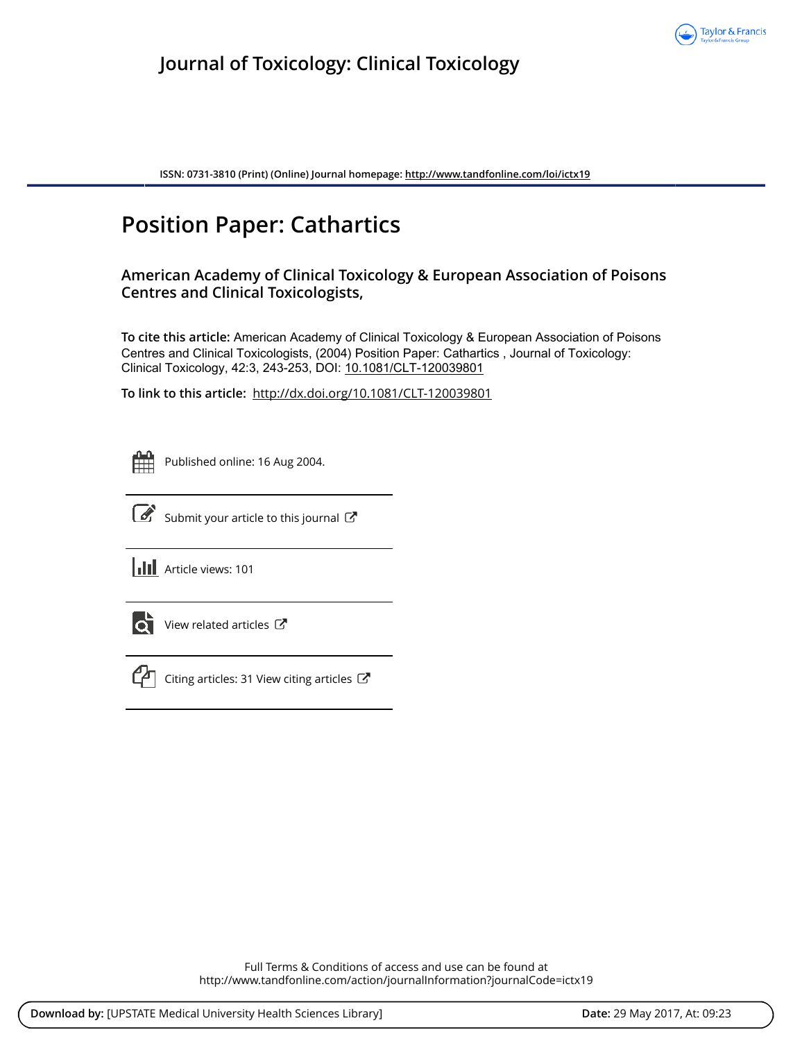# Journal of Toxicology: Clinical Toxicology

ISSN: 0731-3810 (Print) (Online) Journal homepage: http://www.tandfonline.com/loi/ictx19

## Position Paper: Cathartics

### American Academy of Clinical Toxicology & European Association of Poisons Centres and Clinical Toxicologists,

**To cite this article:** American Academy of Clinical Toxicology & European Association of Poisons Centres and Clinical Toxicologists, (2004) Position Paper: Cathartics , Journal of Toxicology: Clinical Toxicology, 42:3, 243-253, DOI: 10.1081/CLT-120039801

**To link to this article:** http://dx.doi.org/10.1081/CLT-120039801

Published online: 16 Aug 2004.

Submit your article to this journal

Article views: 101

View related articles

Citing articles: 31 View citing articles

Full Terms & Conditions of access and use can be found at
http://www.tandfonline.com/action/journalInformation?journalCode=ictx19

**Download by:** [UPSTATE Medical University Health Sciences Library] **Date:** 29 May 2017, At: 09:23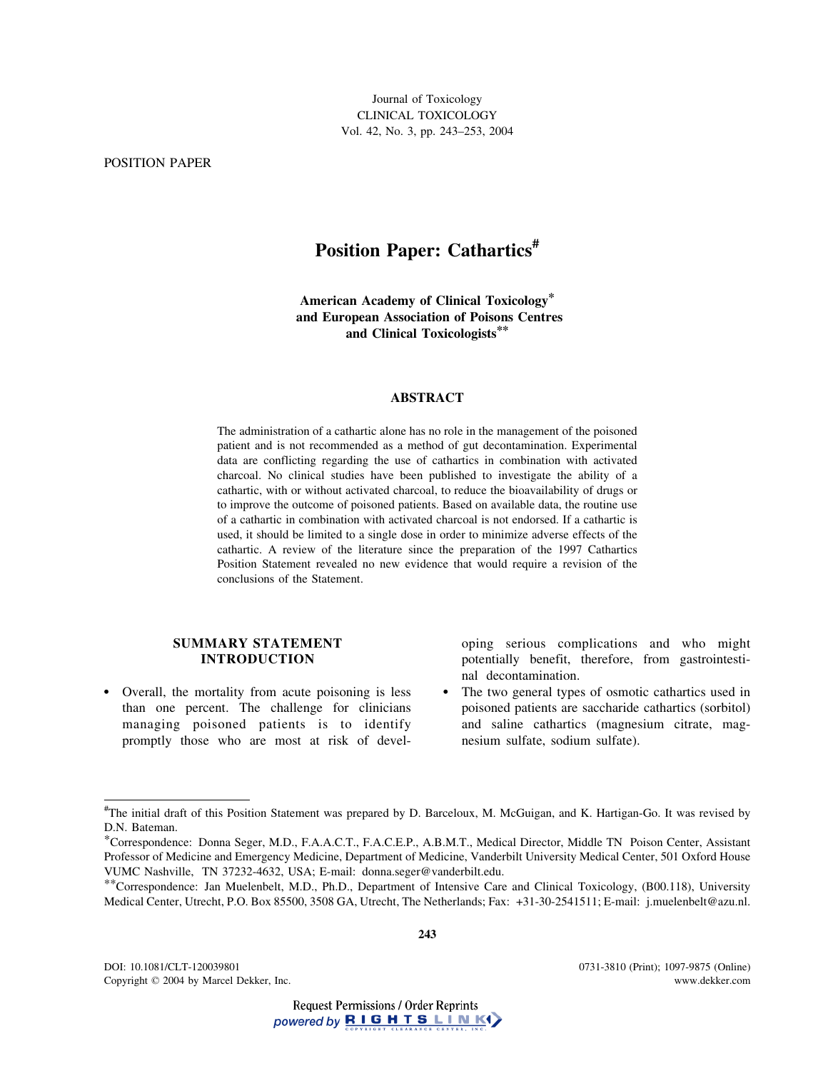POSITION PAPER

# Position Paper: Cathartics[#]

**American Academy of Clinical Toxicology[*] and European Association of Poisons Centres and Clinical Toxicologists[**]**

## ABSTRACT

The administration of a cathartic alone has no role in the management of the poisoned patient and is not recommended as a method of gut decontamination. Experimental data are conflicting regarding the use of cathartics in combination with activated charcoal. No clinical studies have been published to investigate the ability of a cathartic, with or without activated charcoal, to reduce the bioavailability of drugs or to improve the outcome of poisoned patients. Based on available data, the routine use of a cathartic in combination with activated charcoal is not endorsed. If a cathartic is used, it should be limited to a single dose in order to minimize adverse effects of the cathartic. A review of the literature since the preparation of the 1997 Cathartics Position Statement revealed no new evidence that would require a revision of the conclusions of the Statement.

## SUMMARY STATEMENT INTRODUCTION

- Overall, the mortality from acute poisoning is less than one percent. The challenge for clinicians managing poisoned patients is to identify promptly those who are most at risk of developing serious complications and who might potentially benefit, therefore, from gastrointestinal decontamination.
- The two general types of osmotic cathartics used in poisoned patients are saccharide cathartics (sorbitol) and saline cathartics (magnesium citrate, magnesium sulfate, sodium sulfate).

---

[#] The initial draft of this Position Statement was prepared by D. Barceloux, M. McGuigan, and K. Hartigan-Go. It was revised by D.N. Bateman.

[*] Correspondence: Donna Seger, M.D., F.A.A.C.T., F.A.C.E.P., A.B.M.T., Medical Director, Middle TN Poison Center, Assistant Professor of Medicine and Emergency Medicine, Department of Medicine, Vanderbilt University Medical Center, 501 Oxford House VUMC Nashville, TN 37232-4632, USA; E-mail: donna.seger@vanderbilt.edu.

[**] Correspondence: Jan Muelenbelt, M.D., Ph.D., Department of Intensive Care and Clinical Toxicology, (B00.118), University Medical Center, Utrecht, P.O. Box 85500, 3508 GA, Utrecht, The Netherlands; Fax: +31-30-2541511; E-mail: j.muelenbelt@azu.nl.

DOI: 10.1081/CLT-120039801
Copyright © 2004 by Marcel Dekker, Inc.

0731-3810 (Print); 1097-9875 (Online)
www.dekker.com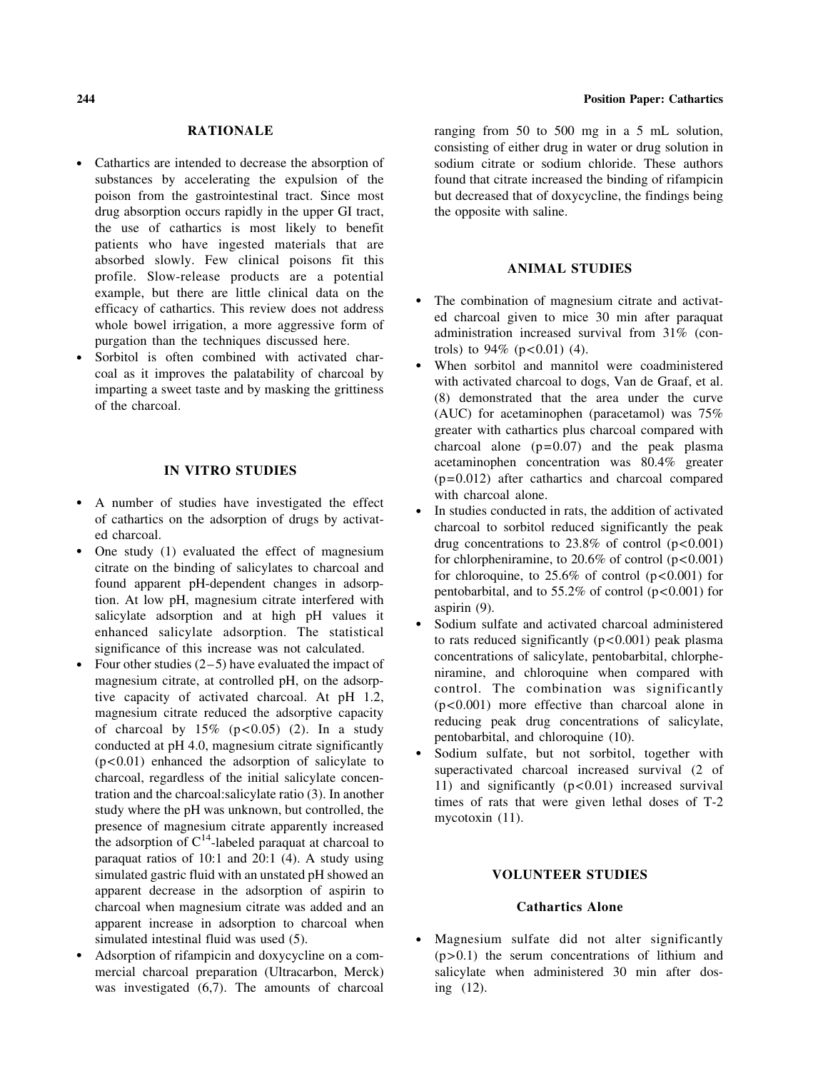## RATIONALE

- Cathartics are intended to decrease the absorption of substances by accelerating the expulsion of the poison from the gastrointestinal tract. Since most drug absorption occurs rapidly in the upper GI tract, the use of cathartics is most likely to benefit patients who have ingested materials that are absorbed slowly. Few clinical poisons fit this profile. Slow-release products are a potential example, but there are little clinical data on the efficacy of cathartics. This review does not address whole bowel irrigation, a more aggressive form of purgation than the techniques discussed here.
- Sorbitol is often combined with activated charcoal as it improves the palatability of charcoal by imparting a sweet taste and by masking the grittiness of the charcoal.

## IN VITRO STUDIES

- A number of studies have investigated the effect of cathartics on the adsorption of drugs by activated charcoal.
- One study (1) evaluated the effect of magnesium citrate on the binding of salicylates to charcoal and found apparent pH-dependent changes in adsorption. At low pH, magnesium citrate interfered with salicylate adsorption and at high pH values it enhanced salicylate adsorption. The statistical significance of this increase was not calculated.
- Four other studies (2–5) have evaluated the impact of magnesium citrate, at controlled pH, on the adsorptive capacity of activated charcoal. At pH 1.2, magnesium citrate reduced the adsorptive capacity of charcoal by 15% ($p<0.05$) (2). In a study conducted at pH 4.0, magnesium citrate significantly ($p<0.01$) enhanced the adsorption of salicylate to charcoal, regardless of the initial salicylate concentration and the charcoal:salicylate ratio (3). In another study where the pH was unknown, but controlled, the presence of magnesium citrate apparently increased the adsorption of $C^{14}$-labeled paraquat at charcoal to paraquat ratios of 10:1 and 20:1 (4). A study using simulated gastric fluid with an unstated pH showed an apparent decrease in the adsorption of aspirin to charcoal when magnesium citrate was added and an apparent increase in adsorption to charcoal when simulated intestinal fluid was used (5).
- Adsorption of rifampicin and doxycycline on a commercial charcoal preparation (Ultracarbon, Merck) was investigated (6,7). The amounts of charcoal ranging from 50 to 500 mg in a 5 mL solution, consisting of either drug in water or drug solution in sodium citrate or sodium chloride. These authors found that citrate increased the binding of rifampicin but decreased that of doxycycline, the findings being the opposite with saline.

## ANIMAL STUDIES

- The combination of magnesium citrate and activated charcoal given to mice 30 min after paraquat administration increased survival from 31% (controls) to 94% ($p<0.01$) (4).
- When sorbitol and mannitol were coadministered with activated charcoal to dogs, Van de Graaf, et al. (8) demonstrated that the area under the curve (AUC) for acetaminophen (paracetamol) was 75% greater with cathartics plus charcoal compared with charcoal alone ($p=0.07$) and the peak plasma acetaminophen concentration was 80.4% greater ($p=0.012$) after cathartics and charcoal compared with charcoal alone.
- In studies conducted in rats, the addition of activated charcoal to sorbitol reduced significantly the peak drug concentrations to 23.8% of control ($p<0.001$) for chlorpheniramine, to 20.6% of control ($p<0.001$) for chloroquine, to 25.6% of control ($p<0.001$) for pentobarbital, and to 55.2% of control ($p<0.001$) for aspirin (9).
- Sodium sulfate and activated charcoal administered to rats reduced significantly ($p<0.001$) peak plasma concentrations of salicylate, pentobarbital, chlorpheniramine, and chloroquine when compared with control. The combination was significantly ($p<0.001$) more effective than charcoal alone in reducing peak drug concentrations of salicylate, pentobarbital, and chloroquine (10).
- Sodium sulfate, but not sorbitol, together with superactivated charcoal increased survival (2 of 11) and significantly ($p<0.01$) increased survival times of rats that were given lethal doses of T-2 mycotoxin (11).

## VOLUNTEER STUDIES

### Cathartics Alone

- Magnesium sulfate did not alter significantly ($p>0.1$) the serum concentrations of lithium and salicylate when administered 30 min after dosing (12).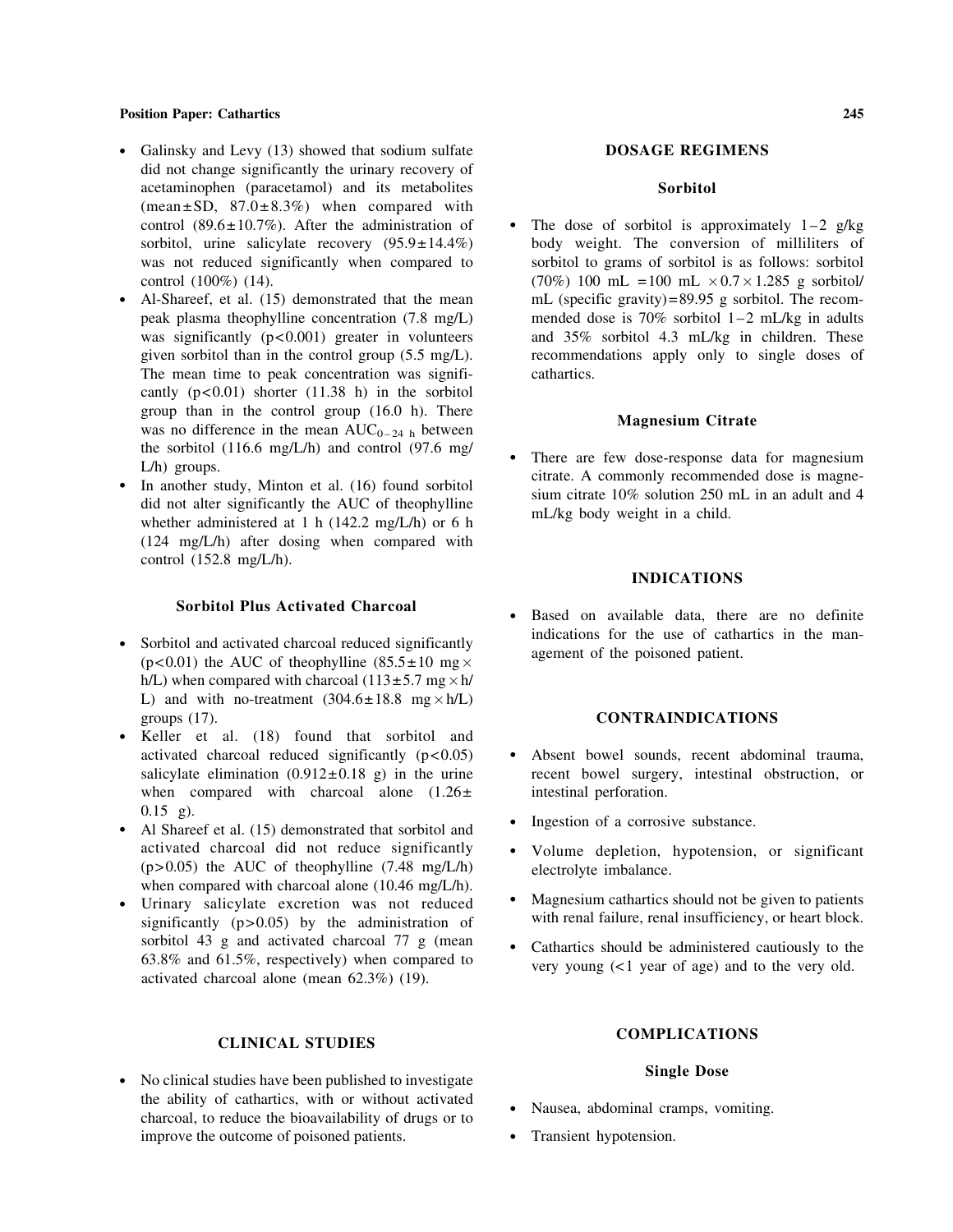- Galinsky and Levy (13) showed that sodium sulfate did not change significantly the urinary recovery of acetaminophen (paracetamol) and its metabolites (mean $\pm$ SD, 87.0 $\pm$ 8.3%) when compared with control (89.6 $\pm$ 10.7%). After the administration of sorbitol, urine salicylate recovery (95.9 $\pm$ 14.4%) was not reduced significantly when compared to control (100%) (14).
- Al-Shareef, et al. (15) demonstrated that the mean peak plasma theophylline concentration (7.8 mg/L) was significantly ($p<0.001$) greater in volunteers given sorbitol than in the control group (5.5 mg/L). The mean time to peak concentration was significantly ($p<0.01$) shorter (11.38 h) in the sorbitol group than in the control group (16.0 h). There was no difference in the mean $AUC_{0-24\ h}$ between the sorbitol (116.6 mg/L/h) and control (97.6 mg/L/h) groups.
- In another study, Minton et al. (16) found sorbitol did not alter significantly the AUC of theophylline whether administered at 1 h (142.2 mg/L/h) or 6 h (124 mg/L/h) after dosing when compared with control (152.8 mg/L/h).

### Sorbitol Plus Activated Charcoal

- Sorbitol and activated charcoal reduced significantly ($p<0.01$) the AUC of theophylline (85.5 $\pm$ 10 mg $\times$ h/L) when compared with charcoal (113 $\pm$ 5.7 mg $\times$ h/L) and with no-treatment (304.6 $\pm$ 18.8 mg $\times$ h/L) groups (17).
- Keller et al. (18) found that sorbitol and activated charcoal reduced significantly ($p<0.05$) salicylate elimination (0.912 $\pm$ 0.18 g) in the urine when compared with charcoal alone (1.26 $\pm$ 0.15 g).
- Al Shareef et al. (15) demonstrated that sorbitol and activated charcoal did not reduce significantly ($p>0.05$) the AUC of theophylline (7.48 mg/L/h) when compared with charcoal alone (10.46 mg/L/h).
- Urinary salicylate excretion was not reduced significantly ($p>0.05$) by the administration of sorbitol 43 g and activated charcoal 77 g (mean 63.8% and 61.5%, respectively) when compared to activated charcoal alone (mean 62.3%) (19).

## CLINICAL STUDIES

- No clinical studies have been published to investigate the ability of cathartics, with or without activated charcoal, to reduce the bioavailability of drugs or to improve the outcome of poisoned patients.

## DOSAGE REGIMENS

### Sorbitol

- The dose of sorbitol is approximately 1–2 g/kg body weight. The conversion of milliliters of sorbitol to grams of sorbitol is as follows: sorbitol (70%) 100 mL = 100 mL $\times$ 0.7 $\times$ 1.285 g sorbitol/mL (specific gravity) = 89.95 g sorbitol. The recommended dose is 70% sorbitol 1–2 mL/kg in adults and 35% sorbitol 4.3 mL/kg in children. These recommendations apply only to single doses of cathartics.

### Magnesium Citrate

- There are few dose-response data for magnesium citrate. A commonly recommended dose is magnesium citrate 10% solution 250 mL in an adult and 4 mL/kg body weight in a child.

## INDICATIONS

- Based on available data, there are no definite indications for the use of cathartics in the management of the poisoned patient.

## CONTRAINDICATIONS

- Absent bowel sounds, recent abdominal trauma, recent bowel surgery, intestinal obstruction, or intestinal perforation.
- Ingestion of a corrosive substance.
- Volume depletion, hypotension, or significant electrolyte imbalance.
- Magnesium cathartics should not be given to patients with renal failure, renal insufficiency, or heart block.
- Cathartics should be administered cautiously to the very young (<1 year of age) and to the very old.

## COMPLICATIONS

### Single Dose

- Nausea, abdominal cramps, vomiting.
- Transient hypotension.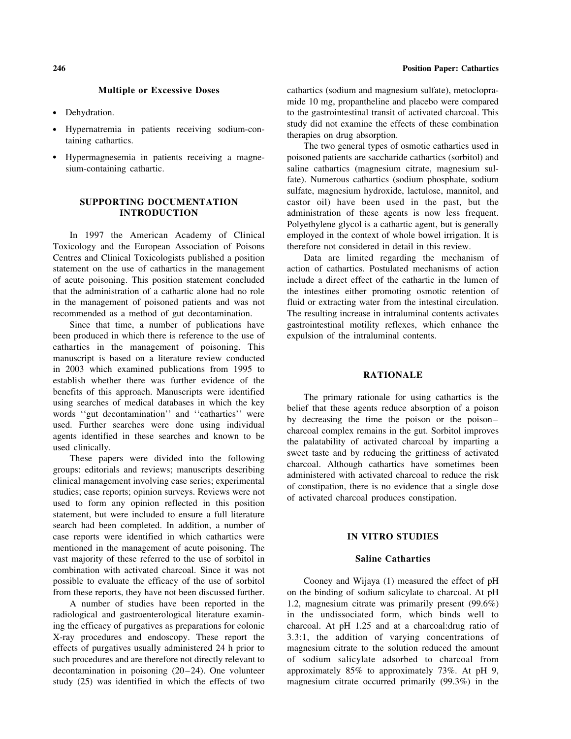### Multiple or Excessive Doses

- Dehydration.
- Hypernatremia in patients receiving sodium-containing cathartics.
- Hypermagnesemia in patients receiving a magnesium-containing cathartic.

## SUPPORTING DOCUMENTATION INTRODUCTION

In 1997 the American Academy of Clinical Toxicology and the European Association of Poisons Centres and Clinical Toxicologists published a position statement on the use of cathartics in the management of acute poisoning. This position statement concluded that the administration of a cathartic alone had no role in the management of poisoned patients and was not recommended as a method of gut decontamination.

Since that time, a number of publications have been produced in which there is reference to the use of cathartics in the management of poisoning. This manuscript is based on a literature review conducted in 2003 which examined publications from 1995 to establish whether there was further evidence of the benefits of this approach. Manuscripts were identified using searches of medical databases in which the key words ''gut decontamination'' and ''cathartics'' were used. Further searches were done using individual agents identified in these searches and known to be used clinically.

These papers were divided into the following groups: editorials and reviews; manuscripts describing clinical management involving case series; experimental studies; case reports; opinion surveys. Reviews were not used to form any opinion reflected in this position statement, but were included to ensure a full literature search had been completed. In addition, a number of case reports were identified in which cathartics were mentioned in the management of acute poisoning. The vast majority of these referred to the use of sorbitol in combination with activated charcoal. Since it was not possible to evaluate the efficacy of the use of sorbitol from these reports, they have not been discussed further.

A number of studies have been reported in the radiological and gastroenterological literature examining the efficacy of purgatives as preparations for colonic X-ray procedures and endoscopy. These report the effects of purgatives usually administered 24 h prior to such procedures and are therefore not directly relevant to decontamination in poisoning (20–24). One volunteer study (25) was identified in which the effects of two cathartics (sodium and magnesium sulfate), metoclopramide 10 mg, propantheline and placebo were compared to the gastrointestinal transit of activated charcoal. This study did not examine the effects of these combination therapies on drug absorption.

The two general types of osmotic cathartics used in poisoned patients are saccharide cathartics (sorbitol) and saline cathartics (magnesium citrate, magnesium sulfate). Numerous cathartics (sodium phosphate, sodium sulfate, magnesium hydroxide, lactulose, mannitol, and castor oil) have been used in the past, but the administration of these agents is now less frequent. Polyethylene glycol is a cathartic agent, but is generally employed in the context of whole bowel irrigation. It is therefore not considered in detail in this review.

Data are limited regarding the mechanism of action of cathartics. Postulated mechanisms of action include a direct effect of the cathartic in the lumen of the intestines either promoting osmotic retention of fluid or extracting water from the intestinal circulation. The resulting increase in intraluminal contents activates gastrointestinal motility reflexes, which enhance the expulsion of the intraluminal contents.

## RATIONALE

The primary rationale for using cathartics is the belief that these agents reduce absorption of a poison by decreasing the time the poison or the poison–charcoal complex remains in the gut. Sorbitol improves the palatability of activated charcoal by imparting a sweet taste and by reducing the grittiness of activated charcoal. Although cathartics have sometimes been administered with activated charcoal to reduce the risk of constipation, there is no evidence that a single dose of activated charcoal produces constipation.

## IN VITRO STUDIES

### Saline Cathartics

Cooney and Wijaya (1) measured the effect of pH on the binding of sodium salicylate to charcoal. At pH 1.2, magnesium citrate was primarily present (99.6%) in the undissociated form, which binds well to charcoal. At pH 1.25 and at a charcoal:drug ratio of 3.3:1, the addition of varying concentrations of magnesium citrate to the solution reduced the amount of sodium salicylate adsorbed to charcoal from approximately 85% to approximately 73%. At pH 9, magnesium citrate occurred primarily (99.3%) in the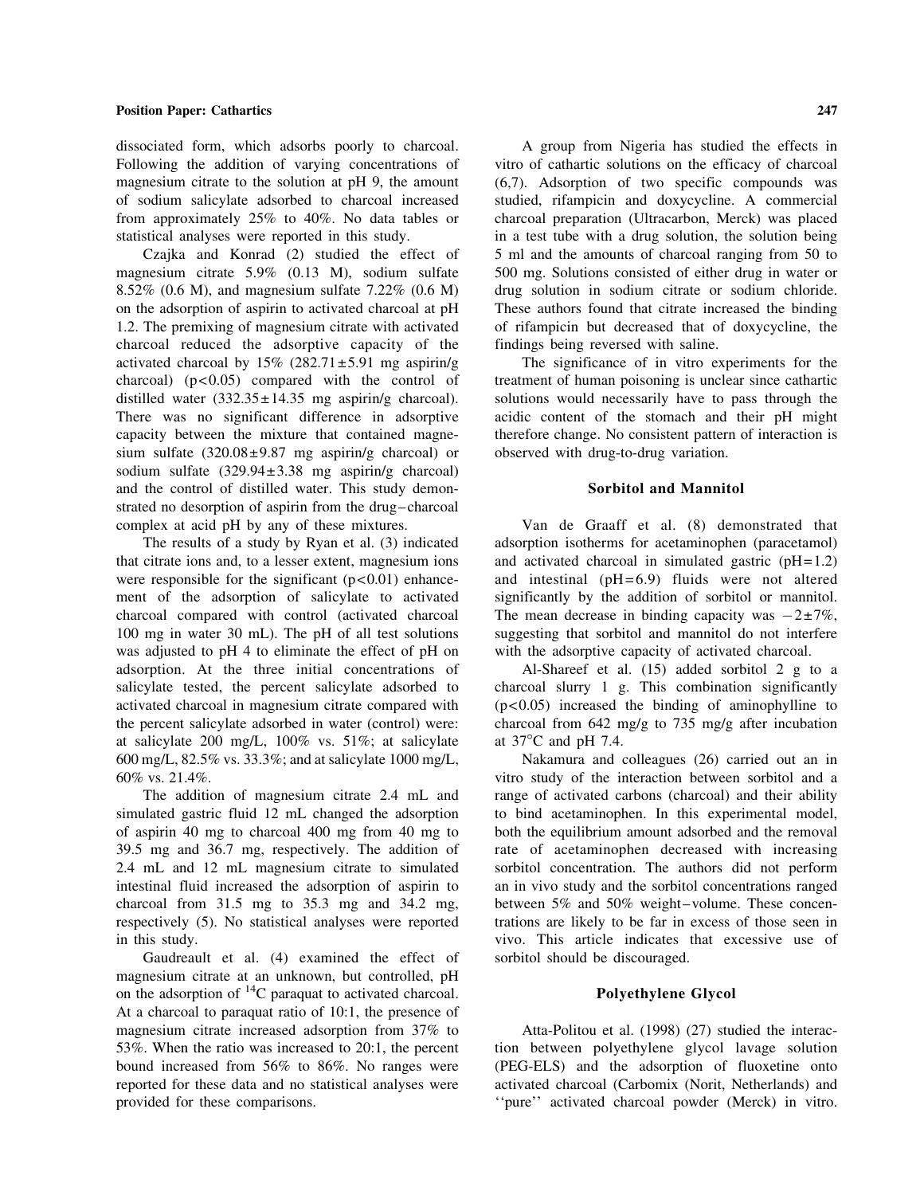dissociated form, which adsorbs poorly to charcoal. Following the addition of varying concentrations of magnesium citrate to the solution at pH 9, the amount of sodium salicylate adsorbed to charcoal increased from approximately 25% to 40%. No data tables or statistical analyses were reported in this study.

Czajka and Konrad (2) studied the effect of magnesium citrate 5.9% (0.13 M), sodium sulfate 8.52% (0.6 M), and magnesium sulfate 7.22% (0.6 M) on the adsorption of aspirin to activated charcoal at pH 1.2. The premixing of magnesium citrate with activated charcoal reduced the adsorptive capacity of the activated charcoal by 15% (282.71±5.91 mg aspirin/g charcoal) ($p<0.05$) compared with the control of distilled water (332.35±14.35 mg aspirin/g charcoal). There was no significant difference in adsorptive capacity between the mixture that contained magnesium sulfate (320.08±9.87 mg aspirin/g charcoal) or sodium sulfate (329.94±3.38 mg aspirin/g charcoal) and the control of distilled water. This study demonstrated no desorption of aspirin from the drug–charcoal complex at acid pH by any of these mixtures.

The results of a study by Ryan et al. (3) indicated that citrate ions and, to a lesser extent, magnesium ions were responsible for the significant ($p<0.01$) enhancement of the adsorption of salicylate to activated charcoal compared with control (activated charcoal 100 mg in water 30 mL). The pH of all test solutions was adjusted to pH 4 to eliminate the effect of pH on adsorption. At the three initial concentrations of salicylate tested, the percent salicylate adsorbed to activated charcoal in magnesium citrate compared with the percent salicylate adsorbed in water (control) were: at salicylate 200 mg/L, 100% vs. 51%; at salicylate 600 mg/L, 82.5% vs. 33.3%; and at salicylate 1000 mg/L, 60% vs. 21.4%.

The addition of magnesium citrate 2.4 mL and simulated gastric fluid 12 mL changed the adsorption of aspirin 40 mg to charcoal 400 mg from 40 mg to 39.5 mg and 36.7 mg, respectively. The addition of 2.4 mL and 12 mL magnesium citrate to simulated intestinal fluid increased the adsorption of aspirin to charcoal from 31.5 mg to 35.3 mg and 34.2 mg, respectively (5). No statistical analyses were reported in this study.

Gaudreault et al. (4) examined the effect of magnesium citrate at an unknown, but controlled, pH on the adsorption of $^{14}C$ paraquat to activated charcoal. At a charcoal to paraquat ratio of 10:1, the presence of magnesium citrate increased adsorption from 37% to 53%. When the ratio was increased to 20:1, the percent bound increased from 56% to 86%. No ranges were reported for these data and no statistical analyses were provided for these comparisons.

A group from Nigeria has studied the effects in vitro of cathartic solutions on the efficacy of charcoal (6,7). Adsorption of two specific compounds was studied, rifampicin and doxycycline. A commercial charcoal preparation (Ultracarbon, Merck) was placed in a test tube with a drug solution, the solution being 5 ml and the amounts of charcoal ranging from 50 to 500 mg. Solutions consisted of either drug in water or drug solution in sodium citrate or sodium chloride. These authors found that citrate increased the binding of rifampicin but decreased that of doxycycline, the findings being reversed with saline.

The significance of in vitro experiments for the treatment of human poisoning is unclear since cathartic solutions would necessarily have to pass through the acidic content of the stomach and their pH might therefore change. No consistent pattern of interaction is observed with drug-to-drug variation.

### Sorbitol and Mannitol

Van de Graaff et al. (8) demonstrated that adsorption isotherms for acetaminophen (paracetamol) and activated charcoal in simulated gastric (pH=1.2) and intestinal (pH=6.9) fluids were not altered significantly by the addition of sorbitol or mannitol. The mean decrease in binding capacity was $-2\pm7\%$, suggesting that sorbitol and mannitol do not interfere with the adsorptive capacity of activated charcoal.

Al-Shareef et al. (15) added sorbitol 2 g to a charcoal slurry 1 g. This combination significantly ($p<0.05$) increased the binding of aminophylline to charcoal from 642 mg/g to 735 mg/g after incubation at 37°C and pH 7.4.

Nakamura and colleagues (26) carried out an in vitro study of the interaction between sorbitol and a range of activated carbons (charcoal) and their ability to bind acetaminophen. In this experimental model, both the equilibrium amount adsorbed and the removal rate of acetaminophen decreased with increasing sorbitol concentration. The authors did not perform an in vivo study and the sorbitol concentrations ranged between 5% and 50% weight–volume. These concentrations are likely to be far in excess of those seen in vivo. This article indicates that excessive use of sorbitol should be discouraged.

### Polyethylene Glycol

Atta-Politou et al. (1998) (27) studied the interaction between polyethylene glycol lavage solution (PEG-ELS) and the adsorption of fluoxetine onto activated charcoal (Carbomix (Norit, Netherlands) and ''pure'' activated charcoal powder (Merck) in vitro.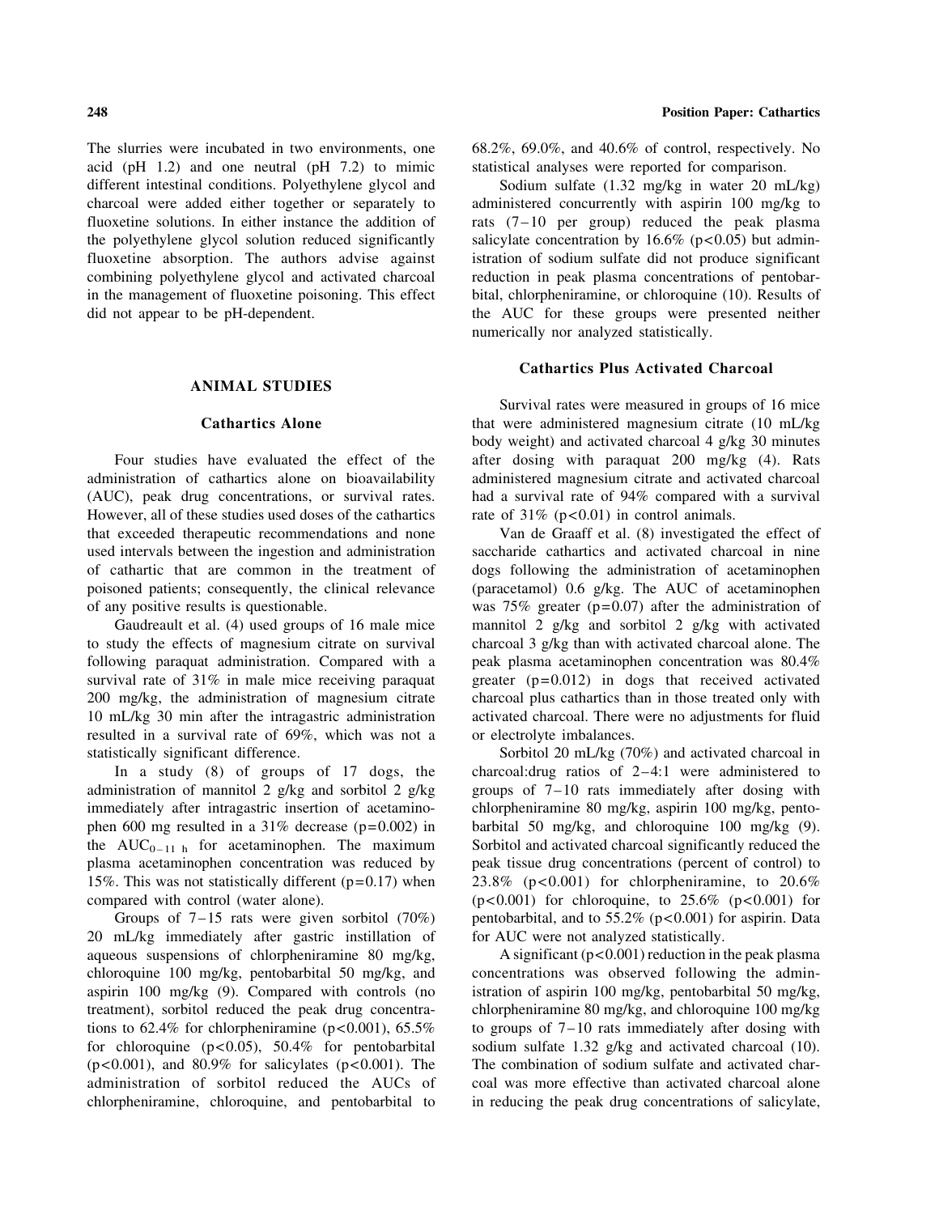The slurries were incubated in two environments, one acid (pH 1.2) and one neutral (pH 7.2) to mimic different intestinal conditions. Polyethylene glycol and charcoal were added either together or separately to fluoxetine solutions. In either instance the addition of the polyethylene glycol solution reduced significantly fluoxetine absorption. The authors advise against combining polyethylene glycol and activated charcoal in the management of fluoxetine poisoning. This effect did not appear to be pH-dependent.

## ANIMAL STUDIES

### Cathartics Alone

Four studies have evaluated the effect of the administration of cathartics alone on bioavailability (AUC), peak drug concentrations, or survival rates. However, all of these studies used doses of the cathartics that exceeded therapeutic recommendations and none used intervals between the ingestion and administration of cathartic that are common in the treatment of poisoned patients; consequently, the clinical relevance of any positive results is questionable.

Gaudreault et al. (4) used groups of 16 male mice to study the effects of magnesium citrate on survival following paraquat administration. Compared with a survival rate of 31% in male mice receiving paraquat 200 mg/kg, the administration of magnesium citrate 10 mL/kg 30 min after the intragastric administration resulted in a survival rate of 69%, which was not a statistically significant difference.

In a study (8) of groups of 17 dogs, the administration of mannitol 2 g/kg and sorbitol 2 g/kg immediately after intragastric insertion of acetaminophen 600 mg resulted in a 31% decrease ($p=0.002$) in the $AUC_{0-11\ h}$ for acetaminophen. The maximum plasma acetaminophen concentration was reduced by 15%. This was not statistically different ($p=0.17$) when compared with control (water alone).

Groups of 7–15 rats were given sorbitol (70%) 20 mL/kg immediately after gastric instillation of aqueous suspensions of chlorpheniramine 80 mg/kg, chloroquine 100 mg/kg, pentobarbital 50 mg/kg, and aspirin 100 mg/kg (9). Compared with controls (no treatment), sorbitol reduced the peak drug concentrations to 62.4% for chlorpheniramine ($p<0.001$), 65.5% for chloroquine ($p<0.05$), 50.4% for pentobarbital ($p<0.001$), and 80.9% for salicylates ($p<0.001$). The administration of sorbitol reduced the AUCs of chlorpheniramine, chloroquine, and pentobarbital to 68.2%, 69.0%, and 40.6% of control, respectively. No statistical analyses were reported for comparison.

Sodium sulfate (1.32 mg/kg in water 20 mL/kg) administered concurrently with aspirin 100 mg/kg to rats (7–10 per group) reduced the peak plasma salicylate concentration by 16.6% ($p<0.05$) but administration of sodium sulfate did not produce significant reduction in peak plasma concentrations of pentobarbital, chlorpheniramine, or chloroquine (10). Results of the AUC for these groups were presented neither numerically nor analyzed statistically.

### Cathartics Plus Activated Charcoal

Survival rates were measured in groups of 16 mice that were administered magnesium citrate (10 mL/kg body weight) and activated charcoal 4 g/kg 30 minutes after dosing with paraquat 200 mg/kg (4). Rats administered magnesium citrate and activated charcoal had a survival rate of 94% compared with a survival rate of 31% ($p<0.01$) in control animals.

Van de Graaff et al. (8) investigated the effect of saccharide cathartics and activated charcoal in nine dogs following the administration of acetaminophen (paracetamol) 0.6 g/kg. The AUC of acetaminophen was 75% greater ($p=0.07$) after the administration of mannitol 2 g/kg and sorbitol 2 g/kg with activated charcoal 3 g/kg than with activated charcoal alone. The peak plasma acetaminophen concentration was 80.4% greater ($p=0.012$) in dogs that received activated charcoal plus cathartics than in those treated only with activated charcoal. There were no adjustments for fluid or electrolyte imbalances.

Sorbitol 20 mL/kg (70%) and activated charcoal in charcoal:drug ratios of 2–4:1 were administered to groups of 7–10 rats immediately after dosing with chlorpheniramine 80 mg/kg, aspirin 100 mg/kg, pentobarbital 50 mg/kg, and chloroquine 100 mg/kg (9). Sorbitol and activated charcoal significantly reduced the peak tissue drug concentrations (percent of control) to 23.8% ($p<0.001$) for chlorpheniramine, to 20.6% ($p<0.001$) for chloroquine, to 25.6% ($p<0.001$) for pentobarbital, and to 55.2% ($p<0.001$) for aspirin. Data for AUC were not analyzed statistically.

A significant ($p<0.001$) reduction in the peak plasma concentrations was observed following the administration of aspirin 100 mg/kg, pentobarbital 50 mg/kg, chlorpheniramine 80 mg/kg, and chloroquine 100 mg/kg to groups of 7–10 rats immediately after dosing with sodium sulfate 1.32 g/kg and activated charcoal (10). The combination of sodium sulfate and activated charcoal was more effective than activated charcoal alone in reducing the peak drug concentrations of salicylate,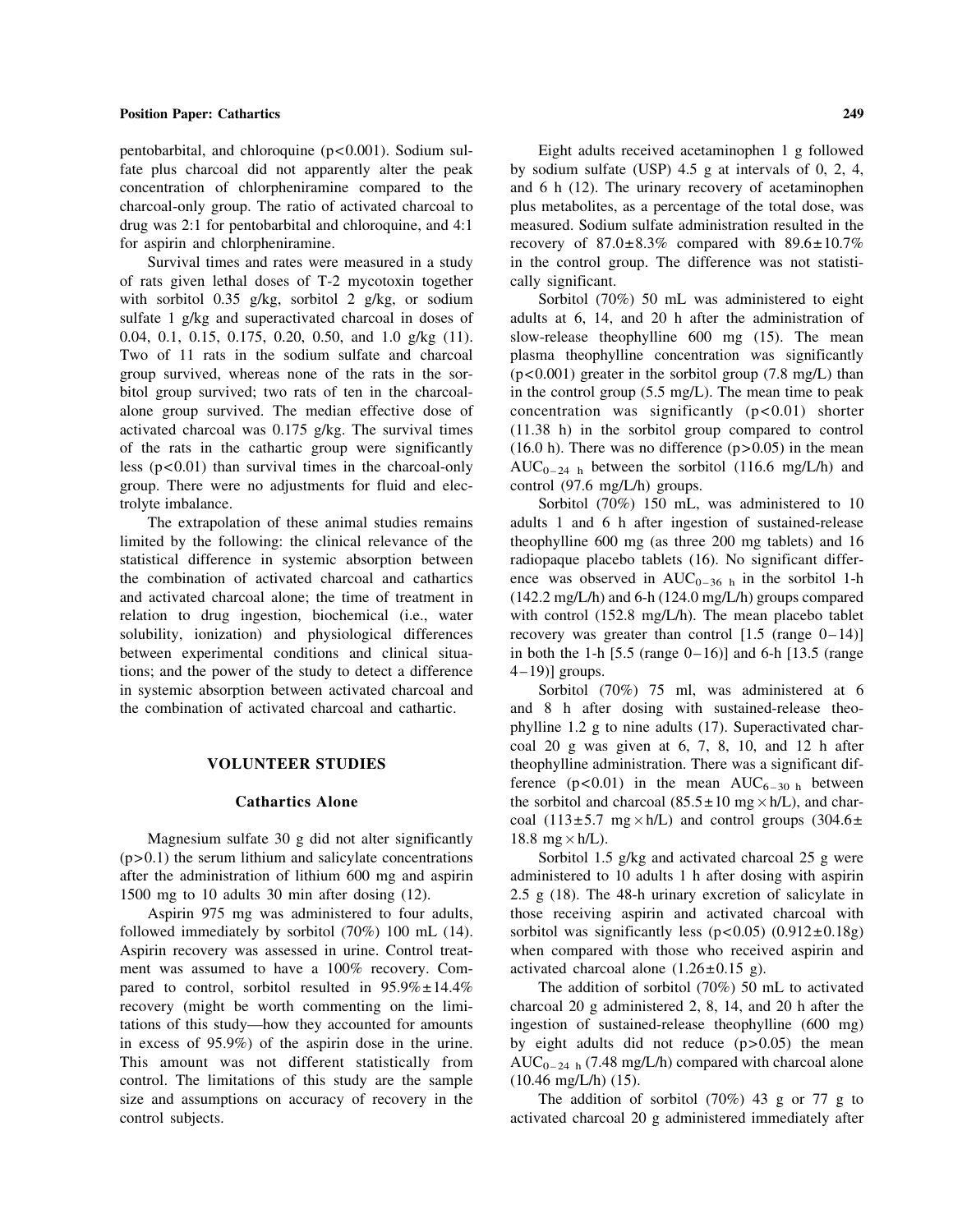pentobarbital, and chloroquine ($p<0.001$). Sodium sulfate plus charcoal did not apparently alter the peak concentration of chlorpheniramine compared to the charcoal-only group. The ratio of activated charcoal to drug was 2:1 for pentobarbital and chloroquine, and 4:1 for aspirin and chlorpheniramine.

Survival times and rates were measured in a study of rats given lethal doses of T-2 mycotoxin together with sorbitol 0.35 g/kg, sorbitol 2 g/kg, or sodium sulfate 1 g/kg and superactivated charcoal in doses of 0.04, 0.1, 0.15, 0.175, 0.20, 0.50, and 1.0 g/kg (11). Two of 11 rats in the sodium sulfate and charcoal group survived, whereas none of the rats in the sorbitol group survived; two rats of ten in the charcoal-alone group survived. The median effective dose of activated charcoal was 0.175 g/kg. The survival times of the rats in the cathartic group were significantly less ($p<0.01$) than survival times in the charcoal-only group. There were no adjustments for fluid and electrolyte imbalance.

The extrapolation of these animal studies remains limited by the following: the clinical relevance of the statistical difference in systemic absorption between the combination of activated charcoal and cathartics and activated charcoal alone; the time of treatment in relation to drug ingestion, biochemical (i.e., water solubility, ionization) and physiological differences between experimental conditions and clinical situations; and the power of the study to detect a difference in systemic absorption between activated charcoal and the combination of activated charcoal and cathartic.

## VOLUNTEER STUDIES

### Cathartics Alone

Magnesium sulfate 30 g did not alter significantly ($p>0.1$) the serum lithium and salicylate concentrations after the administration of lithium 600 mg and aspirin 1500 mg to 10 adults 30 min after dosing (12).

Aspirin 975 mg was administered to four adults, followed immediately by sorbitol (70%) 100 mL (14). Aspirin recovery was assessed in urine. Control treatment was assumed to have a 100% recovery. Compared to control, sorbitol resulted in 95.9%±14.4% recovery (might be worth commenting on the limitations of this study—how they accounted for amounts in excess of 95.9%) of the aspirin dose in the urine. This amount was not different statistically from control. The limitations of this study are the sample size and assumptions on accuracy of recovery in the control subjects.

Eight adults received acetaminophen 1 g followed by sodium sulfate (USP) 4.5 g at intervals of 0, 2, 4, and 6 h (12). The urinary recovery of acetaminophen plus metabolites, as a percentage of the total dose, was measured. Sodium sulfate administration resulted in the recovery of 87.0±8.3% compared with 89.6±10.7% in the control group. The difference was not statistically significant.

Sorbitol (70%) 50 mL was administered to eight adults at 6, 14, and 20 h after the administration of slow-release theophylline 600 mg (15). The mean plasma theophylline concentration was significantly ($p<0.001$) greater in the sorbitol group (7.8 mg/L) than in the control group (5.5 mg/L). The mean time to peak concentration was significantly ($p<0.01$) shorter (11.38 h) in the sorbitol group compared to control (16.0 h). There was no difference ($p>0.05$) in the mean $AUC_{0-24\ h}$ between the sorbitol (116.6 mg/L/h) and control (97.6 mg/L/h) groups.

Sorbitol (70%) 150 mL, was administered to 10 adults 1 and 6 h after ingestion of sustained-release theophylline 600 mg (as three 200 mg tablets) and 16 radiopaque placebo tablets (16). No significant difference was observed in $AUC_{0-36\ h}$ in the sorbitol 1-h (142.2 mg/L/h) and 6-h (124.0 mg/L/h) groups compared with control (152.8 mg/L/h). The mean placebo tablet recovery was greater than control [1.5 (range 0–14)] in both the 1-h [5.5 (range 0–16)] and 6-h [13.5 (range 4–19)] groups.

Sorbitol (70%) 75 ml, was administered at 6 and 8 h after dosing with sustained-release theophylline 1.2 g to nine adults (17). Superactivated charcoal 20 g was given at 6, 7, 8, 10, and 12 h after theophylline administration. There was a significant difference ($p<0.01$) in the mean $AUC_{6-30\ h}$ between the sorbitol and charcoal ($85.5\pm10$ mg × h/L), and charcoal ($113\pm5.7$ mg × h/L) and control groups ($304.6\pm18.8$ mg × h/L).

Sorbitol 1.5 g/kg and activated charcoal 25 g were administered to 10 adults 1 h after dosing with aspirin 2.5 g (18). The 48-h urinary excretion of salicylate in those receiving aspirin and activated charcoal with sorbitol was significantly less ($p<0.05$) (0.912±0.18g) when compared with those who received aspirin and activated charcoal alone (1.26±0.15 g).

The addition of sorbitol (70%) 50 mL to activated charcoal 20 g administered 2, 8, 14, and 20 h after the ingestion of sustained-release theophylline (600 mg) by eight adults did not reduce ($p>0.05$) the mean $AUC_{0-24\ h}$ (7.48 mg/L/h) compared with charcoal alone (10.46 mg/L/h) (15).

The addition of sorbitol (70%) 43 g or 77 g to activated charcoal 20 g administered immediately after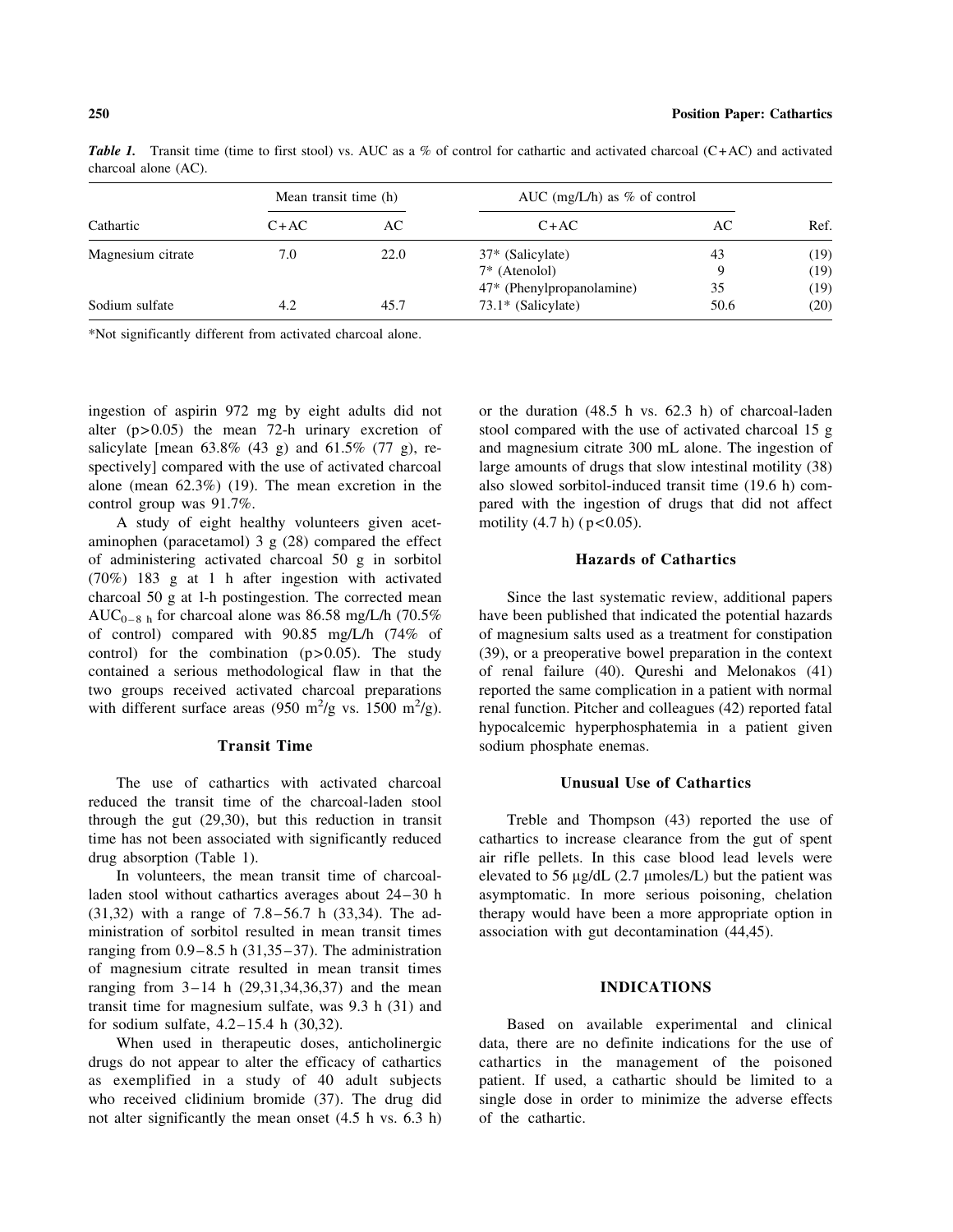*Table 1.* Transit time (time to first stool) vs. AUC as a % of control for cathartic and activated charcoal (C+AC) and activated charcoal alone (AC).

| Cathartic | Mean transit time (h) | | AUC (mg/L/h) as % of control | | Ref. |
|---|---|---|---|---|---|
| | C+AC | AC | C+AC | AC | |
| Magnesium citrate | 7.0 | 22.0 | 37* (Salicylate) | 43 | (19) |
| | | | 7* (Atenolol) | 9 | (19) |
| | | | 47* (Phenylpropanolamine) | 35 | (19) |
| Sodium sulfate | 4.2 | 45.7 | 73.1* (Salicylate) | 50.6 | (20) |

*Not significantly different from activated charcoal alone.

ingestion of aspirin 972 mg by eight adults did not alter ($p > 0.05$) the mean 72-h urinary excretion of salicylate [mean 63.8% (43 g) and 61.5% (77 g), respectively] compared with the use of activated charcoal alone (mean 62.3%) (19). The mean excretion in the control group was 91.7%.

A study of eight healthy volunteers given acetaminophen (paracetamol) 3 g (28) compared the effect of administering activated charcoal 50 g in sorbitol (70%) 183 g at 1 h after ingestion with activated charcoal 50 g at 1-h postingestion. The corrected mean $AUC_{0-8\ h}$ for charcoal alone was 86.58 mg/L/h (70.5% of control) compared with 90.85 mg/L/h (74% of control) for the combination ($p > 0.05$). The study contained a serious methodological flaw in that the two groups received activated charcoal preparations with different surface areas (950 $m^2/g$ vs. 1500 $m^2/g$).

### Transit Time

The use of cathartics with activated charcoal reduced the transit time of the charcoal-laden stool through the gut (29,30), but this reduction in transit time has not been associated with significantly reduced drug absorption (Table 1).

In volunteers, the mean transit time of charcoal-laden stool without cathartics averages about 24–30 h (31,32) with a range of 7.8–56.7 h (33,34). The administration of sorbitol resulted in mean transit times ranging from 0.9–8.5 h (31,35–37). The administration of magnesium citrate resulted in mean transit times ranging from 3–14 h (29,31,34,36,37) and the mean transit time for magnesium sulfate, was 9.3 h (31) and for sodium sulfate, 4.2–15.4 h (30,32).

When used in therapeutic doses, anticholinergic drugs do not appear to alter the efficacy of cathartics as exemplified in a study of 40 adult subjects who received clidinium bromide (37). The drug did not alter significantly the mean onset (4.5 h vs. 6.3 h) or the duration (48.5 h vs. 62.3 h) of charcoal-laden stool compared with the use of activated charcoal 15 g and magnesium citrate 300 mL alone. The ingestion of large amounts of drugs that slow intestinal motility (38) also slowed sorbitol-induced transit time (19.6 h) compared with the ingestion of drugs that did not affect motility (4.7 h) ($p < 0.05$).

### Hazards of Cathartics

Since the last systematic review, additional papers have been published that indicated the potential hazards of magnesium salts used as a treatment for constipation (39), or a preoperative bowel preparation in the context of renal failure (40). Qureshi and Melonakos (41) reported the same complication in a patient with normal renal function. Pitcher and colleagues (42) reported fatal hypocalcemic hyperphosphatemia in a patient given sodium phosphate enemas.

### Unusual Use of Cathartics

Treble and Thompson (43) reported the use of cathartics to increase clearance from the gut of spent air rifle pellets. In this case blood lead levels were elevated to 56 μg/dL (2.7 μmoles/L) but the patient was asymptomatic. In more serious poisoning, chelation therapy would have been a more appropriate option in association with gut decontamination (44,45).

## INDICATIONS

Based on available experimental and clinical data, there are no definite indications for the use of cathartics in the management of the poisoned patient. If used, a cathartic should be limited to a single dose in order to minimize the adverse effects of the cathartic.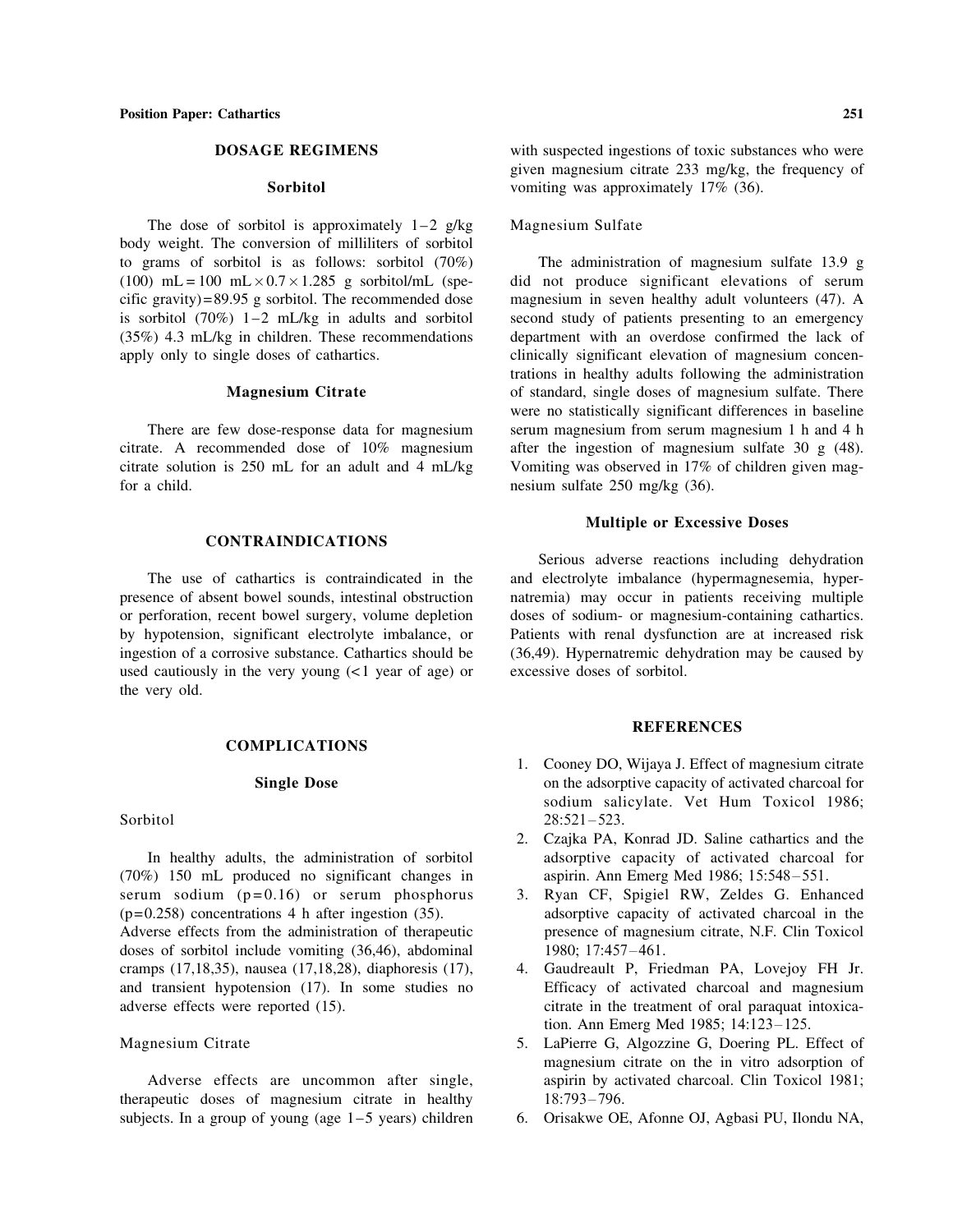## DOSAGE REGIMENS

### Sorbitol

The dose of sorbitol is approximately 1–2 g/kg body weight. The conversion of milliliters of sorbitol to grams of sorbitol is as follows: sorbitol (70%) (100) mL = 100 mL × 0.7 × 1.285 g sorbitol/mL (specific gravity) = 89.95 g sorbitol. The recommended dose is sorbitol (70%) 1–2 mL/kg in adults and sorbitol (35%) 4.3 mL/kg in children. These recommendations apply only to single doses of cathartics.

### Magnesium Citrate

There are few dose-response data for magnesium citrate. A recommended dose of 10% magnesium citrate solution is 250 mL for an adult and 4 mL/kg for a child.

## CONTRAINDICATIONS

The use of cathartics is contraindicated in the presence of absent bowel sounds, intestinal obstruction or perforation, recent bowel surgery, volume depletion by hypotension, significant electrolyte imbalance, or ingestion of a corrosive substance. Cathartics should be used cautiously in the very young (<1 year of age) or the very old.

## COMPLICATIONS

### Single Dose

#### Sorbitol

In healthy adults, the administration of sorbitol (70%) 150 mL produced no significant changes in serum sodium ($p = 0.16$) or serum phosphorus ($p = 0.258$) concentrations 4 h after ingestion (35). Adverse effects from the administration of therapeutic doses of sorbitol include vomiting (36,46), abdominal cramps (17,18,35), nausea (17,18,28), diaphoresis (17), and transient hypotension (17). In some studies no adverse effects were reported (15).

#### Magnesium Citrate

Adverse effects are uncommon after single, therapeutic doses of magnesium citrate in healthy subjects. In a group of young (age 1–5 years) children with suspected ingestions of toxic substances who were given magnesium citrate 233 mg/kg, the frequency of vomiting was approximately 17% (36).

#### Magnesium Sulfate

The administration of magnesium sulfate 13.9 g did not produce significant elevations of serum magnesium in seven healthy adult volunteers (47). A second study of patients presenting to an emergency department with an overdose confirmed the lack of clinically significant elevation of magnesium concentrations in healthy adults following the administration of standard, single doses of magnesium sulfate. There were no statistically significant differences in baseline serum magnesium from serum magnesium 1 h and 4 h after the ingestion of magnesium sulfate 30 g (48). Vomiting was observed in 17% of children given magnesium sulfate 250 mg/kg (36).

### Multiple or Excessive Doses

Serious adverse reactions including dehydration and electrolyte imbalance (hypermagnesemia, hypernatremia) may occur in patients receiving multiple doses of sodium- or magnesium-containing cathartics. Patients with renal dysfunction are at increased risk (36,49). Hypernatremic dehydration may be caused by excessive doses of sorbitol.

## REFERENCES

1. Cooney DO, Wijaya J. Effect of magnesium citrate on the adsorptive capacity of activated charcoal for sodium salicylate. Vet Hum Toxicol 1986; 28:521–523.
2. Czajka PA, Konrad JD. Saline cathartics and the adsorptive capacity of activated charcoal for aspirin. Ann Emerg Med 1986; 15:548–551.
3. Ryan CF, Spigiel RW, Zeldes G. Enhanced adsorptive capacity of activated charcoal in the presence of magnesium citrate, N.F. Clin Toxicol 1980; 17:457–461.
4. Gaudreault P, Friedman PA, Lovejoy FH Jr. Efficacy of activated charcoal and magnesium citrate in the treatment of oral paraquat intoxication. Ann Emerg Med 1985; 14:123–125.
5. LaPierre G, Algozzine G, Doering PL. Effect of magnesium citrate on the in vitro adsorption of aspirin by activated charcoal. Clin Toxicol 1981; 18:793–796.
6. Orisakwe OE, Afonne OJ, Agbasi PU, Ilondu NA,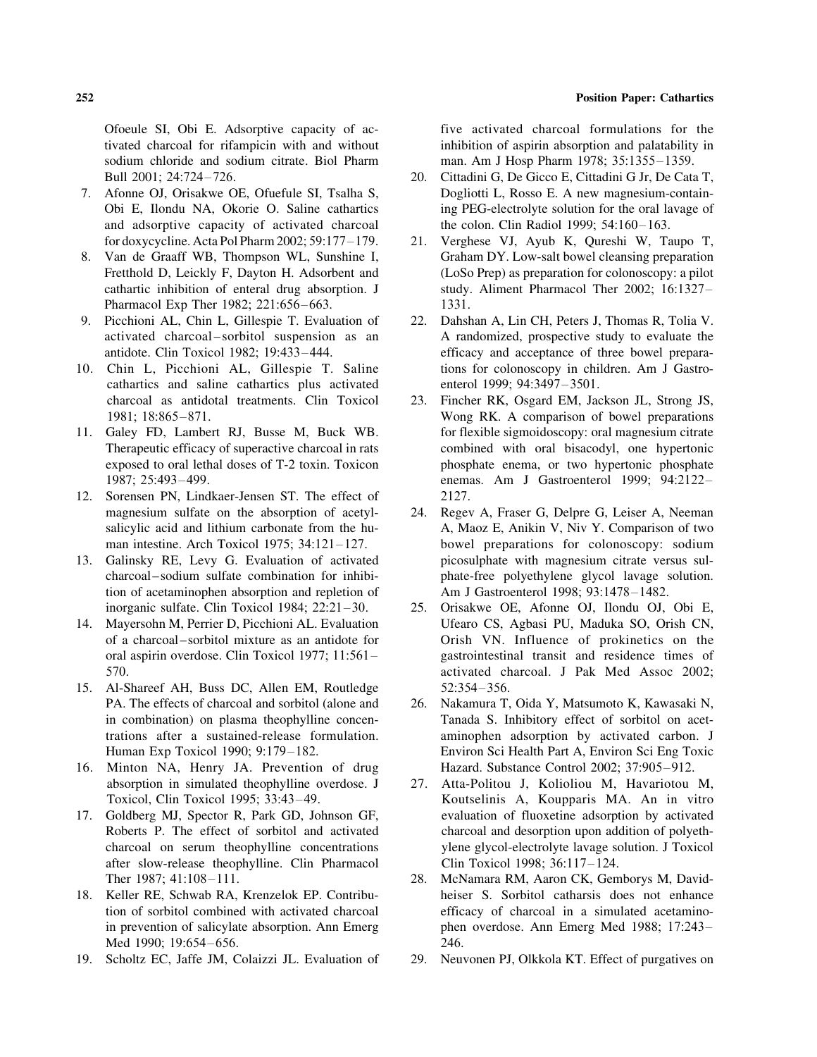Ofoeule SI, Obi E. Adsorptive capacity of activated charcoal for rifampicin with and without sodium chloride and sodium citrate. Biol Pharm Bull 2001; 24:724–726.

7. Afonne OJ, Orisakwe OE, Ofuefule SI, Tsalha S, Obi E, Ilondu NA, Okorie O. Saline cathartics and adsorptive capacity of activated charcoal for doxycycline. Acta Pol Pharm 2002; 59:177–179.
8. Van de Graaff WB, Thompson WL, Sunshine I, Fretthold D, Leickly F, Dayton H. Adsorbent and cathartic inhibition of enteral drug absorption. J Pharmacol Exp Ther 1982; 221:656–663.
9. Picchioni AL, Chin L, Gillespie T. Evaluation of activated charcoal–sorbitol suspension as an antidote. Clin Toxicol 1982; 19:433–444.
10. Chin L, Picchioni AL, Gillespie T. Saline cathartics and saline cathartics plus activated charcoal as antidotal treatments. Clin Toxicol 1981; 18:865–871.
11. Galey FD, Lambert RJ, Busse M, Buck WB. Therapeutic efficacy of superactive charcoal in rats exposed to oral lethal doses of T-2 toxin. Toxicon 1987; 25:493–499.
12. Sorensen PN, Lindkaer-Jensen ST. The effect of magnesium sulfate on the absorption of acetylsalicylic acid and lithium carbonate from the human intestine. Arch Toxicol 1975; 34:121–127.
13. Galinsky RE, Levy G. Evaluation of activated charcoal–sodium sulfate combination for inhibition of acetaminophen absorption and repletion of inorganic sulfate. Clin Toxicol 1984; 22:21–30.
14. Mayersohn M, Perrier D, Picchioni AL. Evaluation of a charcoal–sorbitol mixture as an antidote for oral aspirin overdose. Clin Toxicol 1977; 11:561–570.
15. Al-Shareef AH, Buss DC, Allen EM, Routledge PA. The effects of charcoal and sorbitol (alone and in combination) on plasma theophylline concentrations after a sustained-release formulation. Human Exp Toxicol 1990; 9:179–182.
16. Minton NA, Henry JA. Prevention of drug absorption in simulated theophylline overdose. J Toxicol, Clin Toxicol 1995; 33:43–49.
17. Goldberg MJ, Spector R, Park GD, Johnson GF, Roberts P. The effect of sorbitol and activated charcoal on serum theophylline concentrations after slow-release theophylline. Clin Pharmacol Ther 1987; 41:108–111.
18. Keller RE, Schwab RA, Krenzelok EP. Contribution of sorbitol combined with activated charcoal in prevention of salicylate absorption. Ann Emerg Med 1990; 19:654–656.
19. Scholtz EC, Jaffe JM, Colaizzi JL. Evaluation of five activated charcoal formulations for the inhibition of aspirin absorption and palatability in man. Am J Hosp Pharm 1978; 35:1355–1359.
20. Cittadini G, De Gicco E, Cittadini G Jr, De Cata T, Dogliotti L, Rosso E. A new magnesium-containing PEG-electrolyte solution for the oral lavage of the colon. Clin Radiol 1999; 54:160–163.
21. Verghese VJ, Ayub K, Qureshi W, Taupo T, Graham DY. Low-salt bowel cleansing preparation (LoSo Prep) as preparation for colonoscopy: a pilot study. Aliment Pharmacol Ther 2002; 16:1327–1331.
22. Dahshan A, Lin CH, Peters J, Thomas R, Tolia V. A randomized, prospective study to evaluate the efficacy and acceptance of three bowel preparations for colonoscopy in children. Am J Gastroenterol 1999; 94:3497–3501.
23. Fincher RK, Osgard EM, Jackson JL, Strong JS, Wong RK. A comparison of bowel preparations for flexible sigmoidoscopy: oral magnesium citrate combined with oral bisacodyl, one hypertonic phosphate enema, or two hypertonic phosphate enemas. Am J Gastroenterol 1999; 94:2122–2127.
24. Regev A, Fraser G, Delpre G, Leiser A, Neeman A, Maoz E, Anikin V, Niv Y. Comparison of two bowel preparations for colonoscopy: sodium picosulphate with magnesium citrate versus sulphate-free polyethylene glycol lavage solution. Am J Gastroenterol 1998; 93:1478–1482.
25. Orisakwe OE, Afonne OJ, Ilondu OJ, Obi E, Ufearo CS, Agbasi PU, Maduka SO, Orish CN, Orish VN. Influence of prokinetics on the gastrointestinal transit and residence times of activated charcoal. J Pak Med Assoc 2002; 52:354–356.
26. Nakamura T, Oida Y, Matsumoto K, Kawasaki N, Tanada S. Inhibitory effect of sorbitol on acetaminophen adsorption by activated carbon. J Environ Sci Health Part A, Environ Sci Eng Toxic Hazard. Substance Control 2002; 37:905–912.
27. Atta-Politou J, Kolioliou M, Havariotou M, Koutselinis A, Koupparis MA. An in vitro evaluation of fluoxetine adsorption by activated charcoal and desorption upon addition of polyethylene glycol-electrolyte lavage solution. J Toxicol Clin Toxicol 1998; 36:117–124.
28. McNamara RM, Aaron CK, Gemborys M, Davidheiser S. Sorbitol catharsis does not enhance efficacy of charcoal in a simulated acetaminophen overdose. Ann Emerg Med 1988; 17:243–246.
29. Neuvonen PJ, Olkkola KT. Effect of purgatives on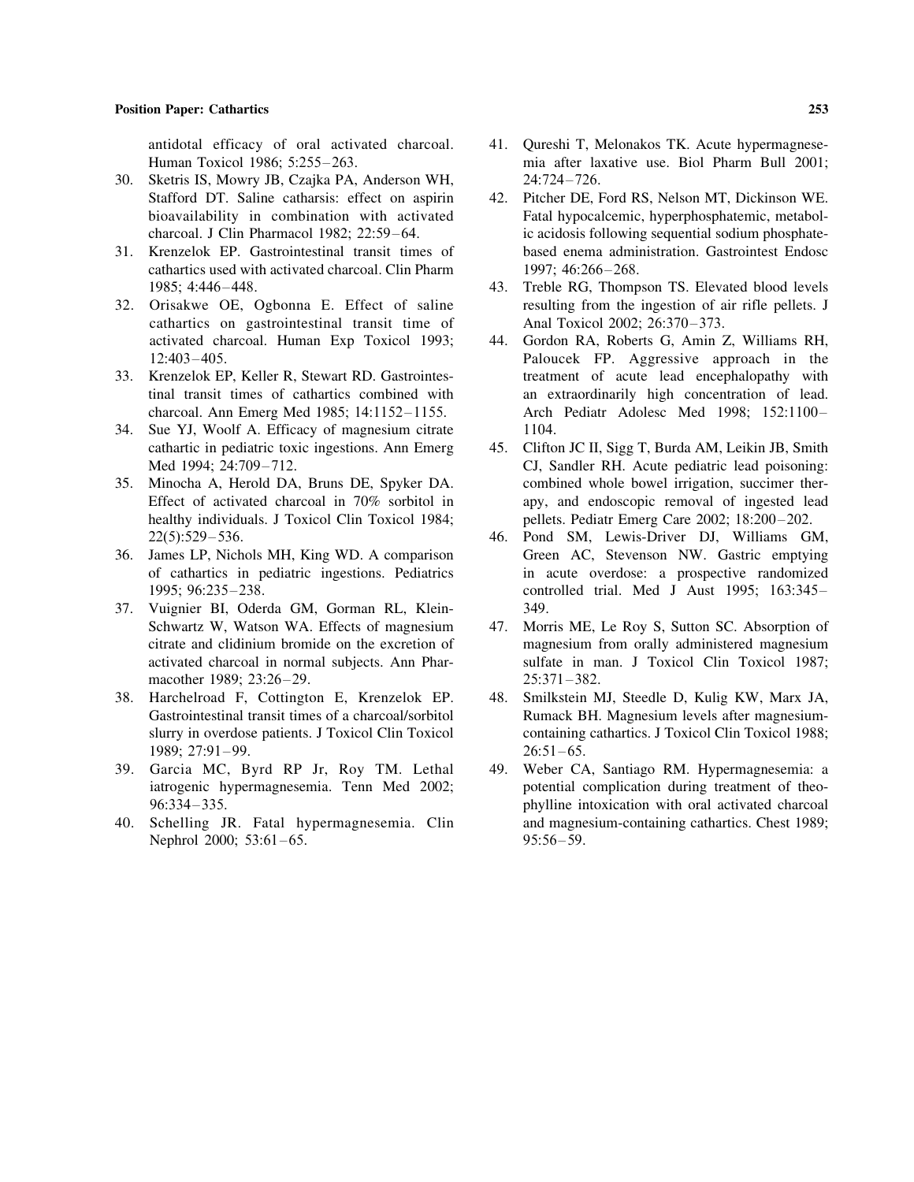antidotal efficacy of oral activated charcoal. Human Toxicol 1986; 5:255–263.

30. Sketris IS, Mowry JB, Czajka PA, Anderson WH, Stafford DT. Saline catharsis: effect on aspirin bioavailability in combination with activated charcoal. J Clin Pharmacol 1982; 22:59–64.
31. Krenzelok EP. Gastrointestinal transit times of cathartics used with activated charcoal. Clin Pharm 1985; 4:446–448.
32. Orisakwe OE, Ogbonna E. Effect of saline cathartics on gastrointestinal transit time of activated charcoal. Human Exp Toxicol 1993; 12:403–405.
33. Krenzelok EP, Keller R, Stewart RD. Gastrointestinal transit times of cathartics combined with charcoal. Ann Emerg Med 1985; 14:1152–1155.
34. Sue YJ, Woolf A. Efficacy of magnesium citrate cathartic in pediatric toxic ingestions. Ann Emerg Med 1994; 24:709–712.
35. Minocha A, Herold DA, Bruns DE, Spyker DA. Effect of activated charcoal in 70% sorbitol in healthy individuals. J Toxicol Clin Toxicol 1984; 22(5):529–536.
36. James LP, Nichols MH, King WD. A comparison of cathartics in pediatric ingestions. Pediatrics 1995; 96:235–238.
37. Vuignier BI, Oderda GM, Gorman RL, Klein-Schwartz W, Watson WA. Effects of magnesium citrate and clidinium bromide on the excretion of activated charcoal in normal subjects. Ann Pharmacother 1989; 23:26–29.
38. Harchelroad F, Cottington E, Krenzelok EP. Gastrointestinal transit times of a charcoal/sorbitol slurry in overdose patients. J Toxicol Clin Toxicol 1989; 27:91–99.
39. Garcia MC, Byrd RP Jr, Roy TM. Lethal iatrogenic hypermagnesemia. Tenn Med 2002; 96:334–335.
40. Schelling JR. Fatal hypermagnesemia. Clin Nephrol 2000; 53:61–65.
41. Qureshi T, Melonakos TK. Acute hypermagnesemia after laxative use. Biol Pharm Bull 2001; 24:724–726.
42. Pitcher DE, Ford RS, Nelson MT, Dickinson WE. Fatal hypocalcemic, hyperphosphatemic, metabolic acidosis following sequential sodium phosphate-based enema administration. Gastrointest Endosc 1997; 46:266–268.
43. Treble RG, Thompson TS. Elevated blood levels resulting from the ingestion of air rifle pellets. J Anal Toxicol 2002; 26:370–373.
44. Gordon RA, Roberts G, Amin Z, Williams RH, Paloucek FP. Aggressive approach in the treatment of acute lead encephalopathy with an extraordinarily high concentration of lead. Arch Pediatr Adolesc Med 1998; 152:1100–1104.
45. Clifton JC II, Sigg T, Burda AM, Leikin JB, Smith CJ, Sandler RH. Acute pediatric lead poisoning: combined whole bowel irrigation, succimer therapy, and endoscopic removal of ingested lead pellets. Pediatr Emerg Care 2002; 18:200–202.
46. Pond SM, Lewis-Driver DJ, Williams GM, Green AC, Stevenson NW. Gastric emptying in acute overdose: a prospective randomized controlled trial. Med J Aust 1995; 163:345–349.
47. Morris ME, Le Roy S, Sutton SC. Absorption of magnesium from orally administered magnesium sulfate in man. J Toxicol Clin Toxicol 1987; 25:371–382.
48. Smilkstein MJ, Steedle D, Kulig KW, Marx JA, Rumack BH. Magnesium levels after magnesium-containing cathartics. J Toxicol Clin Toxicol 1988; 26:51–65.
49. Weber CA, Santiago RM. Hypermagnesemia: a potential complication during treatment of theophylline intoxication with oral activated charcoal and magnesium-containing cathartics. Chest 1989; 95:56–59.